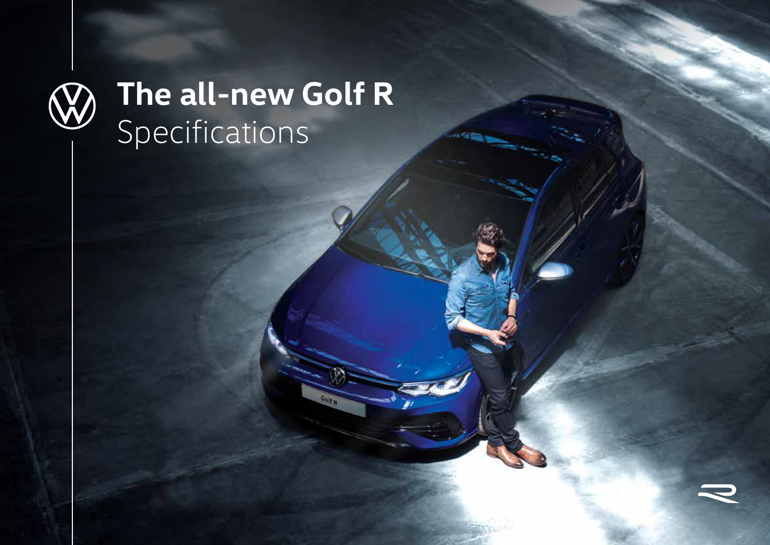# The all-new Golf R
Specifications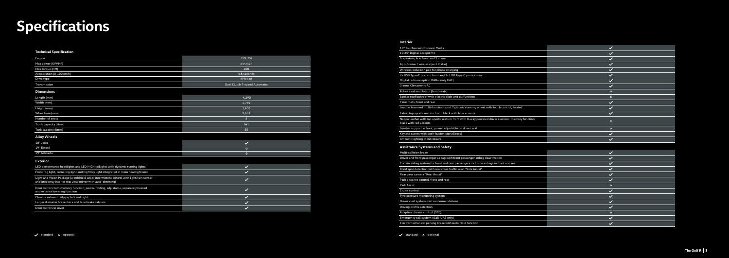# Specifications

### Technical Specification

| Engine | 2.0L TSI |
|---|---|
| Max power (KW/HP) | 235/320 |
| Max torque (NM) | 400 |
| Acceleration (0-100km/h) | 4.8 seconds |
| Drive type | 4Motion |
| Transmission | Dual Clutch 7-speed Automatic |

### Dimensions

| Length (mm) | 4,290 |
|---|---|
| Width (mm) | 1,789 |
| Height (mm) | 1,458 |
| Wheelbase (mm) | 2,631 |
| Number of seats | 5 |
| Trunk capacity (litres) | 341 |
| Tank capacity (litres) | 55 |

### Alloy Wheels

| 18" Jerez | ✓ |
|---|---|
| 19" Estoril | ⋄ |
| 19" Adelaide | ⋄ |

### Exterior

| LED performance headlights and LED HIGH taillights with dynamic turning lights | ✓ |
|---|---|
| Front fog light, cornering light and highway light integrated in main headlight unit | ✓ |
| Light and Vision Package (windshield wiper intermittent control with light/rain sensor and breakway interior rear view mirror with auto-dimming) | ✓ |
| Door mirrors with memory function, power-folding, adjustable, separately heated and exterior lowering function | ✓ |
| Chrome exhaust tailpipe, left and right | ✓ |
| Larger diameter brake discs and blue brake calipers | ✓ |
| Door mirrors in silver | ✓ |

✓ - standard ⋄ - optional

### Interior

| 10" Touchscreen Discover Media | ✓ |
|---|---|
| 10.25" Digital Cockpit Pro | ✓ |
| 6 speakers, 4 in front and 2 in rear | ✓ |
| App-Connect wireless (excl. Qatar) | ✓ |
| Wireless induction pad for phone charging | ✓ |
| 2x USB Type-C ports in front and 2x USB Type-C ports in rear | ✓ |
| Digital radio reception DAB+ (only UAE) | ✓ |
| 3-zone Climatronic AC | ✓ |
| Active seat ventilation (front seats) | ⋄ |
| Spoiler roof/sunroof with electric slide and tilt function | ⋄ |
| Floor mats, front and rear | ✓ |
| Leather trimmed multi-function sport Tiptronic steering wheel with touch control, heated | ✓ |
| Fabric top sports seats in front, black with blue accents | ✓ |
| Nappa leather with top sports seats in front with 8-way powered driver seat incl. memory function, black with red accents | ⋄ |
| Lumbar support in front, power adjustable on driver seat | ⋄ |
| Keyless access with push-button start (Kessy) | ✓ |
| Ambient lighting in 30 colours | ✓ |

### Assistance Systems and Safety

| Multi-collision brake | ✓ |
|---|---|
| Driver and front passenger airbag with front passenger airbag deactivation | ✓ |
| Curtain airbag system for front and rear passengers incl. side airbags in front and rear | ✓ |
| Blind spot detection with rear cross traffic alert "Side Assist" | ✓ |
| Rear view camera "Rear Assist" | ✓ |
| Park distance control, front and rear | ✓ |
| Park Assist | ⋄ |
| Cruise control | ✓ |
| Tyre pressure monitoring system | ✓ |
| Driver alert system (rest recommendation) | ✓ |
| Driving profile selection | ✓ |
| Adaptive chassis control (DCC) | ⋄ |
| Emergency call system eCall (UAE only) | ✓ |
| Electromechanical parking brake with Auto Hold function | ✓ |

✓ - standard ⋄ - optional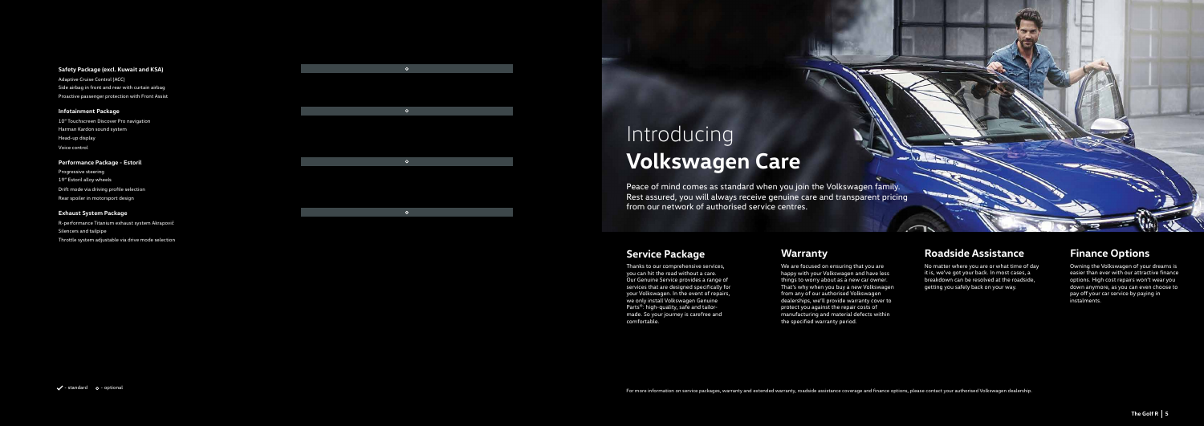| Feature | |
| --- | --- |
| **Safety Package (excl. Kuwait and KSA)** | ⋄ |
| Adaptive Cruise Control (ACC) | |
| Side airbag in front and rear with curtain airbag | |
| Proactive passenger protection with Front Assist | |
| **Infotainment Package** | ⋄ |
| 10" Touchscreen Discover Pro navigation | |
| Harman Kardon sound system | |
| Head-up display | |
| Voice control | |
| **Performance Package - Estoril** | ⋄ |
| Progressive steering | |
| 19" Estoril alloy wheels | |
| Drift mode via driving profile selection | |
| Rear spoiler in motorsport design | |
| **Exhaust System Package** | ⋄ |
| R-performance Titanium exhaust system Akrapovič | |
| Silencers and tailpipe | |
| Throttle system adjustable via drive mode selection | |

✓ - standard ⋄ - optional

# Introducing **Volkswagen Care**

Peace of mind comes as standard when you join the Volkswagen family. Rest assured, you will always receive genuine care and transparent pricing from our network of authorised service centres.

## Service Package

Thanks to our comprehensive services, you can hit the road without a care. Our Genuine Service provides a range of services that are designed specifically for your Volkswagen. In the event of repairs, we only install Volkswagen Genuine Parts®: high-quality, safe and tailor-made. So your journey is carefree and comfortable.

## Warranty

We are focused on ensuring that you are happy with your Volkswagen and have less things to worry about as a new car owner. That's why when you buy a new Volkswagen from any of our authorised Volkswagen dealerships, we'll provide warranty cover to protect you against the repair costs of manufacturing and material defects within the specified warranty period.

## Roadside Assistance

No matter where you are or what time of day it is, we've got your back. In most cases, a breakdown can be resolved at the roadside, getting you safely back on your way.

## Finance Options

Owning the Volkswagen of your dreams is easier than ever with our attractive finance options. High cost repairs won't wear you down anymore, as you can even choose to pay off your car service by paying in instalments.

For more information on service packages, warranty and extended warranty, roadside assistance coverage and finance options, please contact your authorised Volkswagen dealership.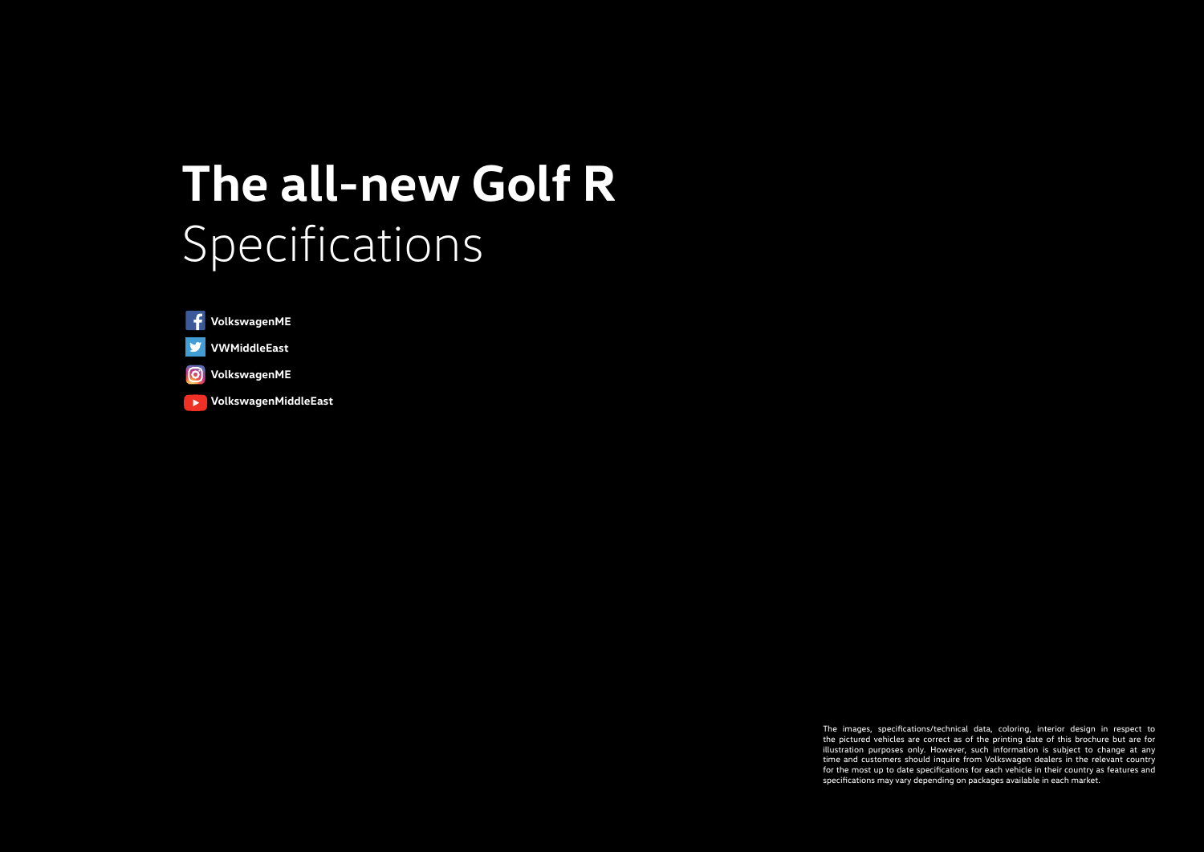# The all-new Golf R

## Specifications

VolkswagenME

VWMiddleEast

VolkswagenME

VolkswagenMiddleEast

The images, specifications/technical data, coloring, interior design in respect to the pictured vehicles are correct as of the printing date of this brochure but are for illustration purposes only. However, such information is subject to change at any time and customers should inquire from Volkswagen dealers in the relevant country for the most up to date specifications for each vehicle in their country as features and specifications may vary depending on packages available in each market.